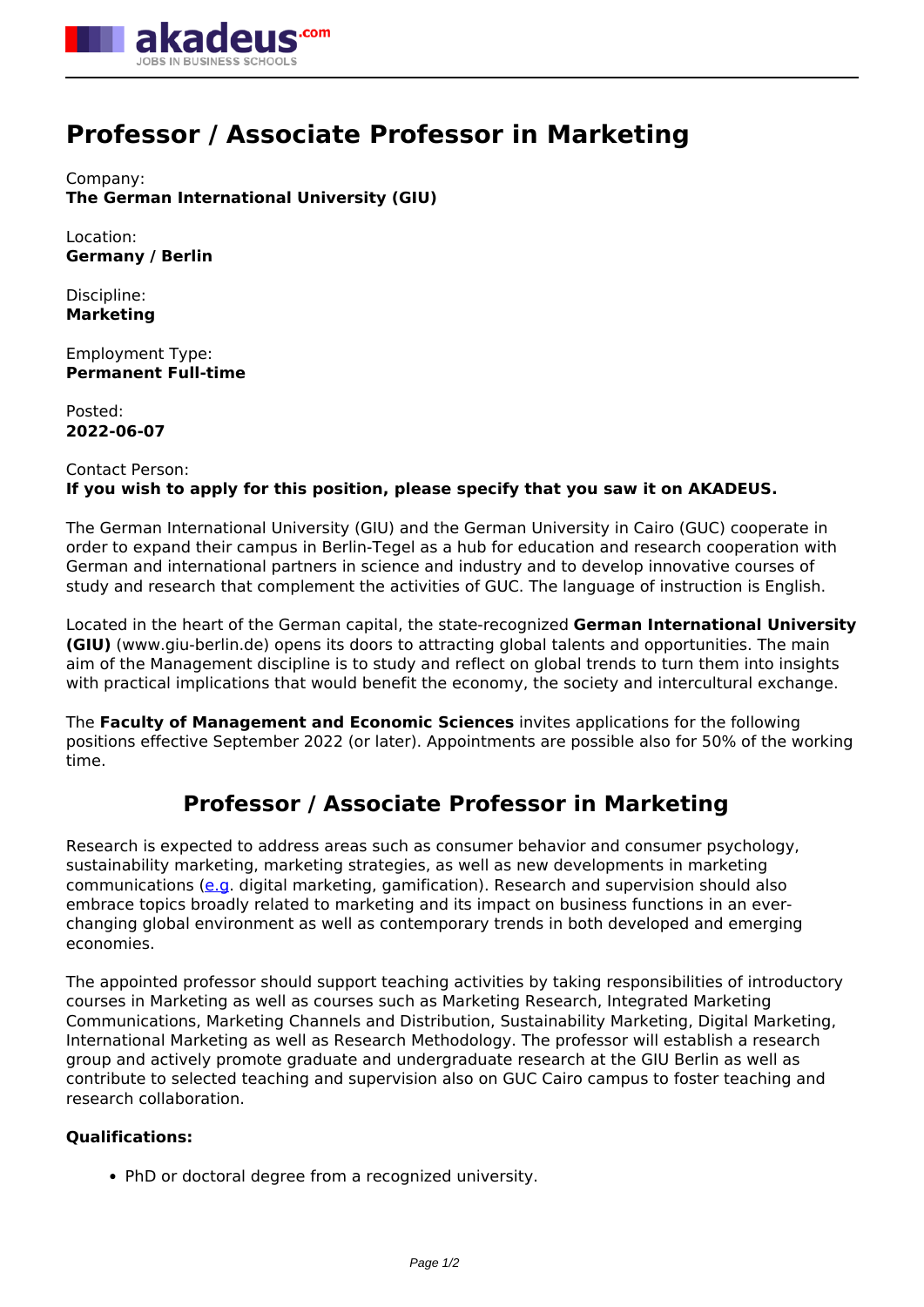# Professor / Associate Professor in Marketing

Company:
**The German International University (GIU)**

Location:
**Germany / Berlin**

Discipline:
**Marketing**

Employment Type:
**Permanent Full-time**

Posted:
**2022-06-07**

Contact Person:
**If you wish to apply for this position, please specify that you saw it on AKADEUS.**

The German International University (GIU) and the German University in Cairo (GUC) cooperate in order to expand their campus in Berlin-Tegel as a hub for education and research cooperation with German and international partners in science and industry and to develop innovative courses of study and research that complement the activities of GUC. The language of instruction is English.

Located in the heart of the German capital, the state-recognized **German International University (GIU)** (www.giu-berlin.de) opens its doors to attracting global talents and opportunities. The main aim of the Management discipline is to study and reflect on global trends to turn them into insights with practical implications that would benefit the economy, the society and intercultural exchange.

The **Faculty of Management and Economic Sciences** invites applications for the following positions effective September 2022 (or later). Appointments are possible also for 50% of the working time.

## Professor / Associate Professor in Marketing

Research is expected to address areas such as consumer behavior and consumer psychology, sustainability marketing, marketing strategies, as well as new developments in marketing communications (e.g. digital marketing, gamification). Research and supervision should also embrace topics broadly related to marketing and its impact on business functions in an ever-changing global environment as well as contemporary trends in both developed and emerging economies.

The appointed professor should support teaching activities by taking responsibilities of introductory courses in Marketing as well as courses such as Marketing Research, Integrated Marketing Communications, Marketing Channels and Distribution, Sustainability Marketing, Digital Marketing, International Marketing as well as Research Methodology. The professor will establish a research group and actively promote graduate and undergraduate research at the GIU Berlin as well as contribute to selected teaching and supervision also on GUC Cairo campus to foster teaching and research collaboration.

**Qualifications:**

- PhD or doctoral degree from a recognized university.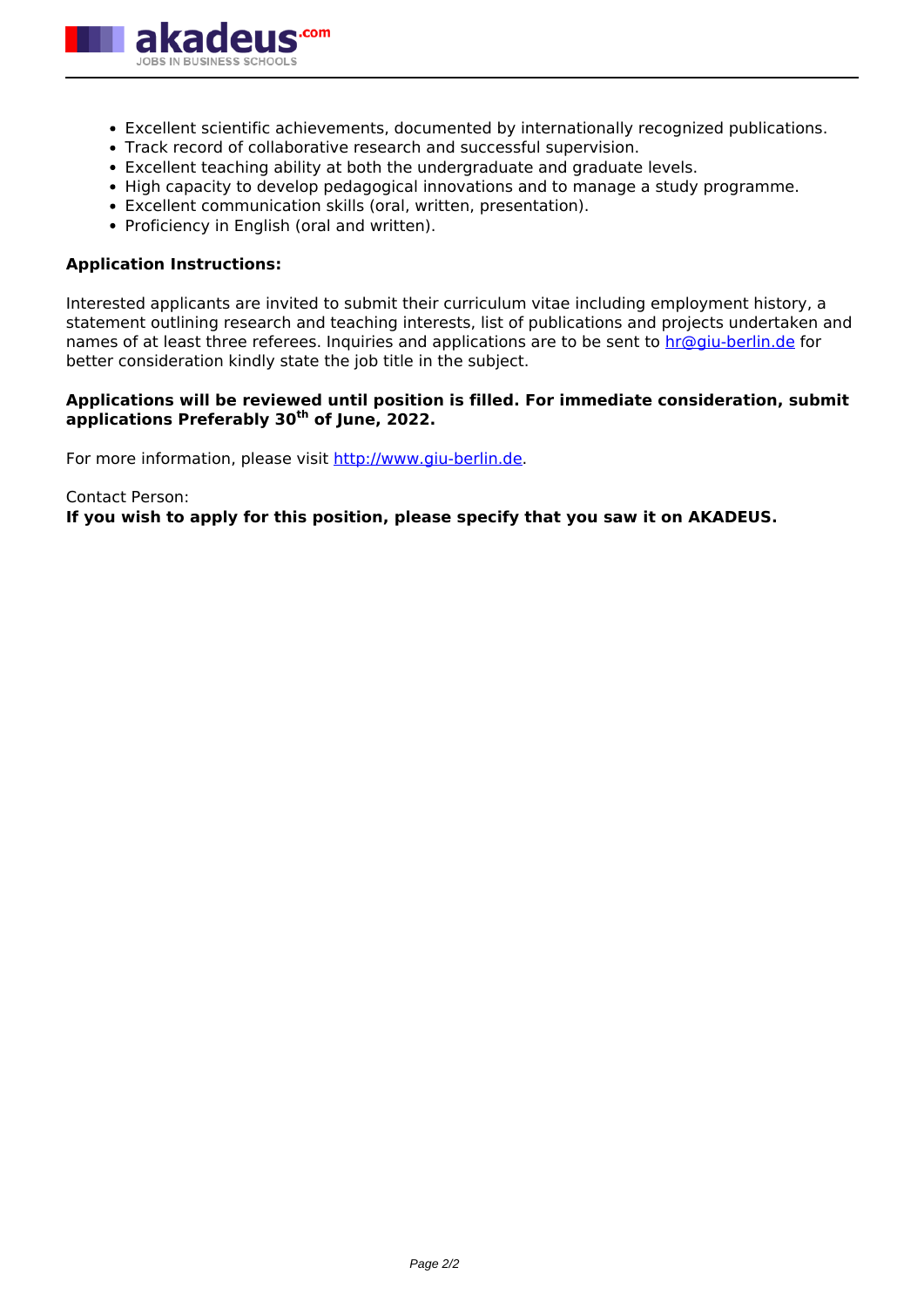- Excellent scientific achievements, documented by internationally recognized publications.
- Track record of collaborative research and successful supervision.
- Excellent teaching ability at both the undergraduate and graduate levels.
- High capacity to develop pedagogical innovations and to manage a study programme.
- Excellent communication skills (oral, written, presentation).
- Proficiency in English (oral and written).

**Application Instructions:**

Interested applicants are invited to submit their curriculum vitae including employment history, a statement outlining research and teaching interests, list of publications and projects undertaken and names of at least three referees. Inquiries and applications are to be sent to hr@giu-berlin.de for better consideration kindly state the job title in the subject.

**Applications will be reviewed until position is filled. For immediate consideration, submit applications Preferably 30th of June, 2022.**

For more information, please visit http://www.giu-berlin.de.

Contact Person:
**If you wish to apply for this position, please specify that you saw it on AKADEUS.**